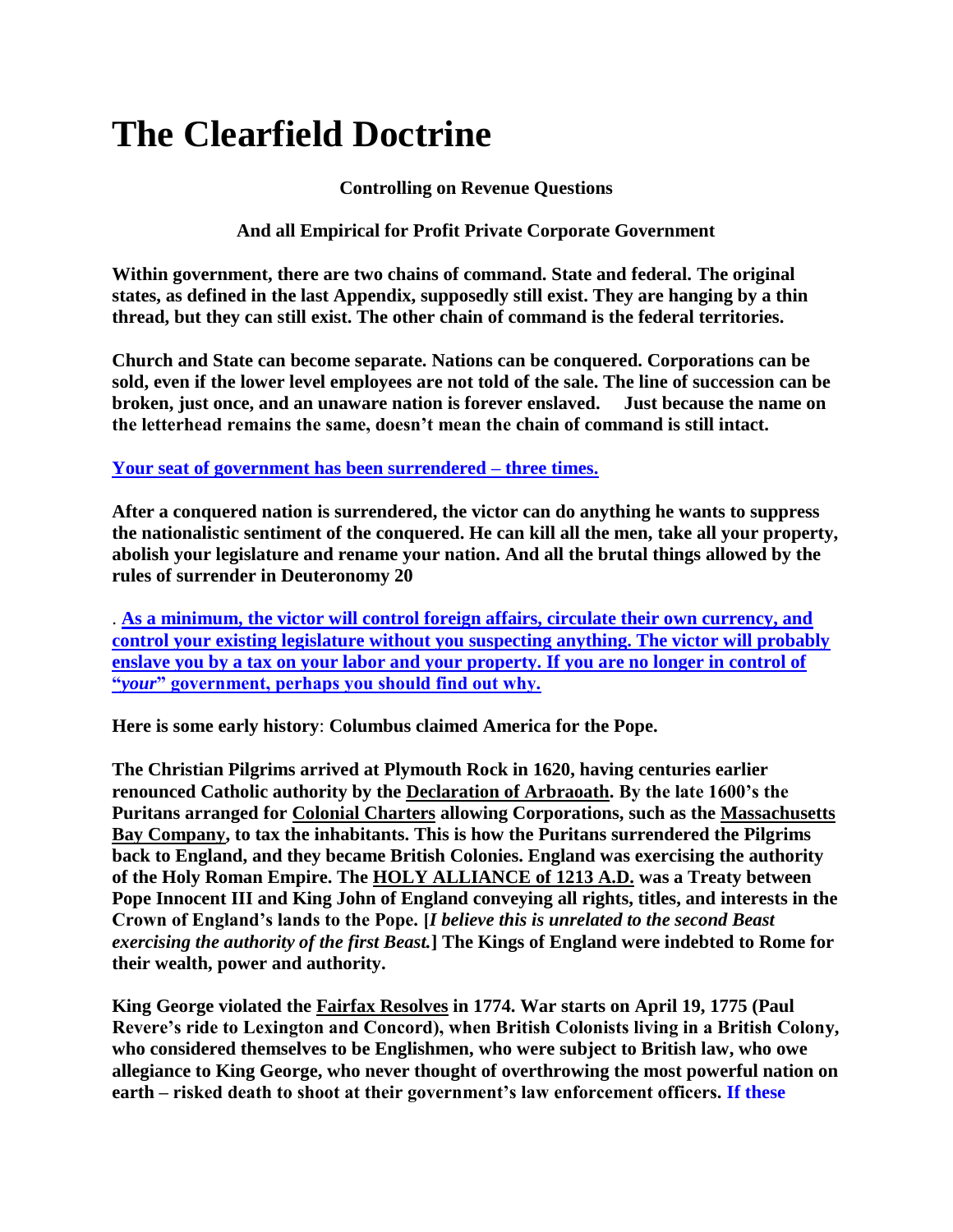# The Clearfield Doctrine

**Controlling on Revenue Questions**

**And all Empirical for Profit Private Corporate Government**

**Within government, there are two chains of command. State and federal. The original states, as defined in the last Appendix, supposedly still exist. They are hanging by a thin thread, but they can still exist. The other chain of command is the federal territories.**

**Church and State can become separate. Nations can be conquered. Corporations can be sold, even if the lower level employees are not told of the sale. The line of succession can be broken, just once, and an unaware nation is forever enslaved. Just because the name on the letterhead remains the same, doesn't mean the chain of command is still intact.**

**Your seat of government has been surrendered – three times.**

**After a conquered nation is surrendered, the victor can do anything he wants to suppress the nationalistic sentiment of the conquered. He can kill all the men, take all your property, abolish your legislature and rename your nation. And all the brutal things allowed by the rules of surrender in Deuteronomy 20**

. **As a minimum, the victor will control foreign affairs, circulate their own currency, and control your existing legislature without you suspecting anything. The victor will probably enslave you by a tax on your labor and your property. If you are no longer in control of "*your*" government, perhaps you should find out why.**

**Here is some early history**: **Columbus claimed America for the Pope.**

**The Christian Pilgrims arrived at Plymouth Rock in 1620, having centuries earlier renounced Catholic authority by the Declaration of Arbraoath. By the late 1600's the Puritans arranged for Colonial Charters allowing Corporations, such as the Massachusetts Bay Company, to tax the inhabitants. This is how the Puritans surrendered the Pilgrims back to England, and they became British Colonies. England was exercising the authority of the Holy Roman Empire. The HOLY ALLIANCE of 1213 A.D. was a Treaty between Pope Innocent III and King John of England conveying all rights, titles, and interests in the Crown of England's lands to the Pope. [*I believe this is unrelated to the second Beast exercising the authority of the first Beast.*] The Kings of England were indebted to Rome for their wealth, power and authority.**

**King George violated the Fairfax Resolves in 1774. War starts on April 19, 1775 (Paul Revere's ride to Lexington and Concord), when British Colonists living in a British Colony, who considered themselves to be Englishmen, who were subject to British law, who owe allegiance to King George, who never thought of overthrowing the most powerful nation on earth – risked death to shoot at their government's law enforcement officers. If these**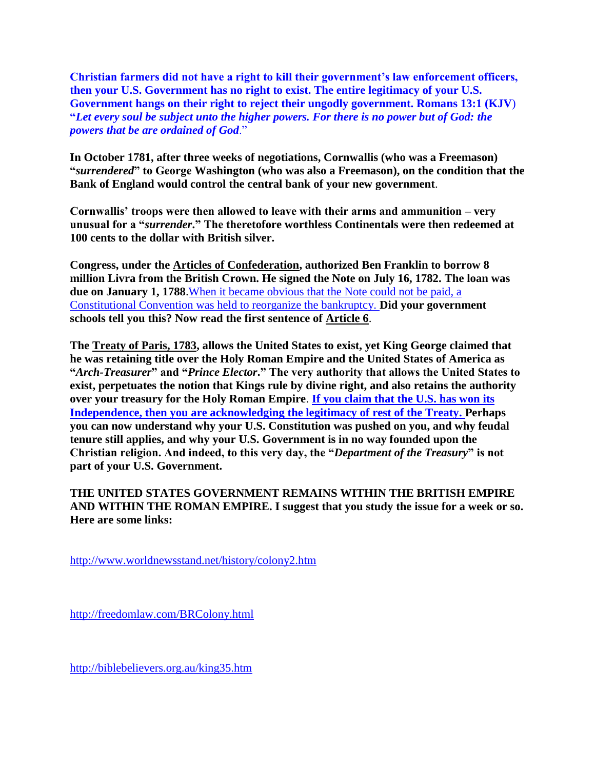**Christian farmers did not have a right to kill their government's law enforcement officers, then your U.S. Government has no right to exist. The entire legitimacy of your U.S. Government hangs on their right to reject their ungodly government. Romans 13:1 (KJV) "*Let every soul be subject unto the higher powers. For there is no power but of God: the powers that be are ordained of God*."**

**In October 1781, after three weeks of negotiations, Cornwallis (who was a Freemason) "*surrendered*" to George Washington (who was also a Freemason), on the condition that the Bank of England would control the central bank of your new government.**

**Cornwallis' troops were then allowed to leave with their arms and ammunition – very unusual for a "*surrender*." The theretofore worthless Continentals were then redeemed at 100 cents to the dollar with British silver.**

**Congress, under the Articles of Confederation, authorized Ben Franklin to borrow 8 million Livra from the British Crown. He signed the Note on July 16, 1782. The loan was due on January 1, 1788.** When it became obvious that the Note could not be paid, a Constitutional Convention was held to reorganize the bankruptcy. **Did your government schools tell you this? Now read the first sentence of Article 6.**

**The Treaty of Paris, 1783, allows the United States to exist, yet King George claimed that he was retaining title over the Holy Roman Empire and the United States of America as "*Arch-Treasurer*" and "*Prince Elector*." The very authority that allows the United States to exist, perpetuates the notion that Kings rule by divine right, and also retains the authority over your treasury for the Holy Roman Empire. If you claim that the U.S. has won its Independence, then you are acknowledging the legitimacy of rest of the Treaty. Perhaps you can now understand why your U.S. Constitution was pushed on you, and why feudal tenure still applies, and why your U.S. Government is in no way founded upon the Christian religion. And indeed, to this very day, the "*Department of the Treasury*" is not part of your U.S. Government.**

**THE UNITED STATES GOVERNMENT REMAINS WITHIN THE BRITISH EMPIRE AND WITHIN THE ROMAN EMPIRE. I suggest that you study the issue for a week or so. Here are some links:**

http://www.worldnewsstand.net/history/colony2.htm

http://freedomlaw.com/BRColony.html

http://biblebelievers.org.au/king35.htm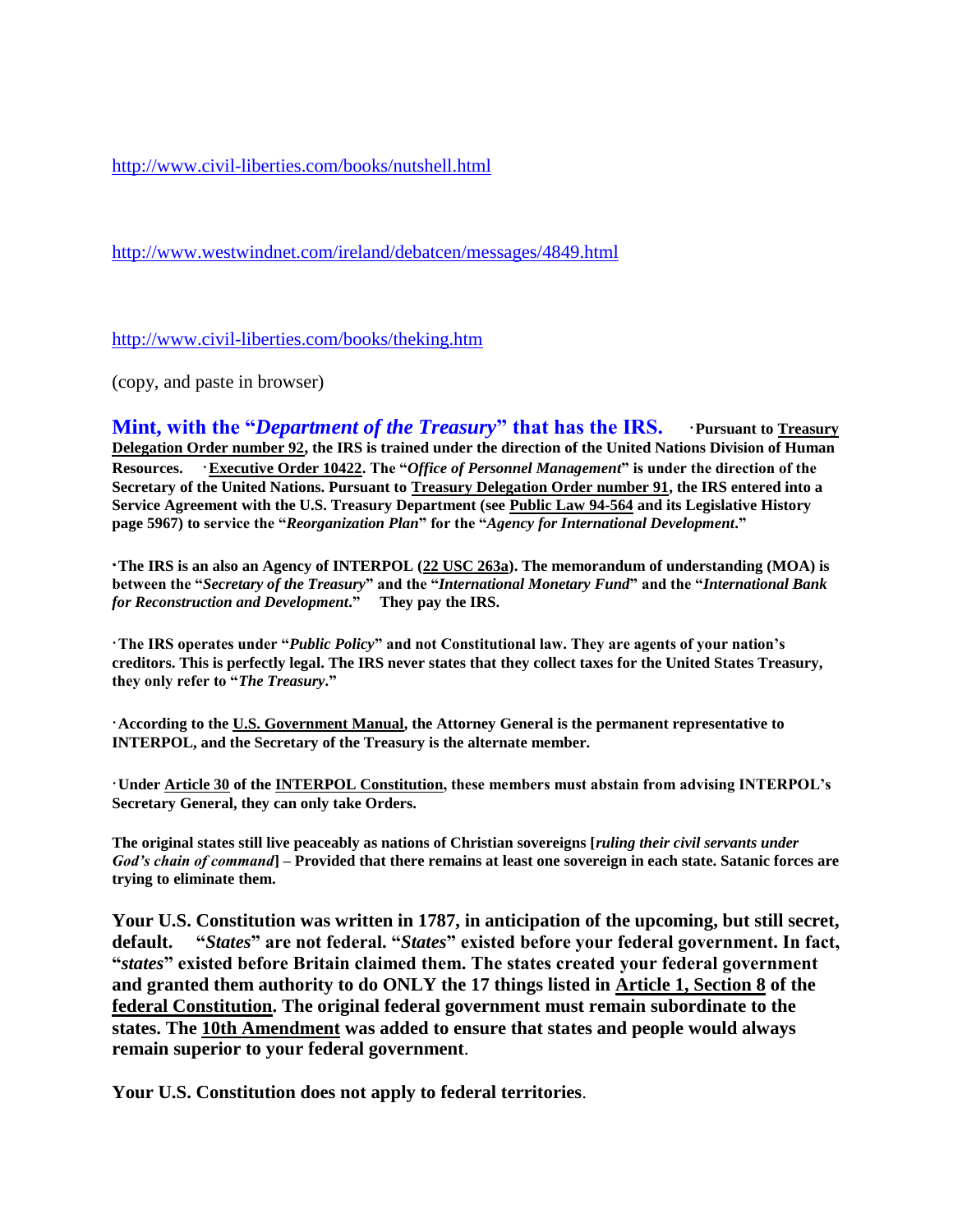http://www.civil-liberties.com/books/nutshell.html

http://www.westwindnet.com/ireland/debatcen/messages/4849.html

http://www.civil-liberties.com/books/theking.htm

(copy, and paste in browser)

**Mint, with the "*Department of the Treasury*" that has the IRS.** **·Pursuant to Treasury Delegation Order number 92, the IRS is trained under the direction of the United Nations Division of Human Resources. ·Executive Order 10422. The "*Office of Personnel Management*" is under the direction of the Secretary of the United Nations. Pursuant to Treasury Delegation Order number 91, the IRS entered into a Service Agreement with the U.S. Treasury Department (see Public Law 94-564 and its Legislative History page 5967) to service the "*Reorganization Plan*" for the "*Agency for International Development*."**

**·The IRS is an also an Agency of INTERPOL (22 USC 263a). The memorandum of understanding (MOA) is between the "*Secretary of the Treasury*" and the "*International Monetary Fund*" and the "*International Bank for Reconstruction and Development*." They pay the IRS.**

**·The IRS operates under "*Public Policy*" and not Constitutional law. They are agents of your nation's creditors. This is perfectly legal. The IRS never states that they collect taxes for the United States Treasury, they only refer to "*The Treasury*."**

**·According to the U.S. Government Manual, the Attorney General is the permanent representative to INTERPOL, and the Secretary of the Treasury is the alternate member.**

**·Under Article 30 of the INTERPOL Constitution, these members must abstain from advising INTERPOL's Secretary General, they can only take Orders.**

**The original states still live peaceably as nations of Christian sovereigns [*ruling their civil servants under God's chain of command*] – Provided that there remains at least one sovereign in each state. Satanic forces are trying to eliminate them.**

**Your U.S. Constitution was written in 1787, in anticipation of the upcoming, but still secret, default. "*States*" are not federal. "*States*" existed before your federal government. In fact, "*states*" existed before Britain claimed them. The states created your federal government and granted them authority to do ONLY the 17 things listed in Article 1, Section 8 of the federal Constitution. The original federal government must remain subordinate to the states. The 10th Amendment was added to ensure that states and people would always remain superior to your federal government**.

**Your U.S. Constitution does not apply to federal territories**.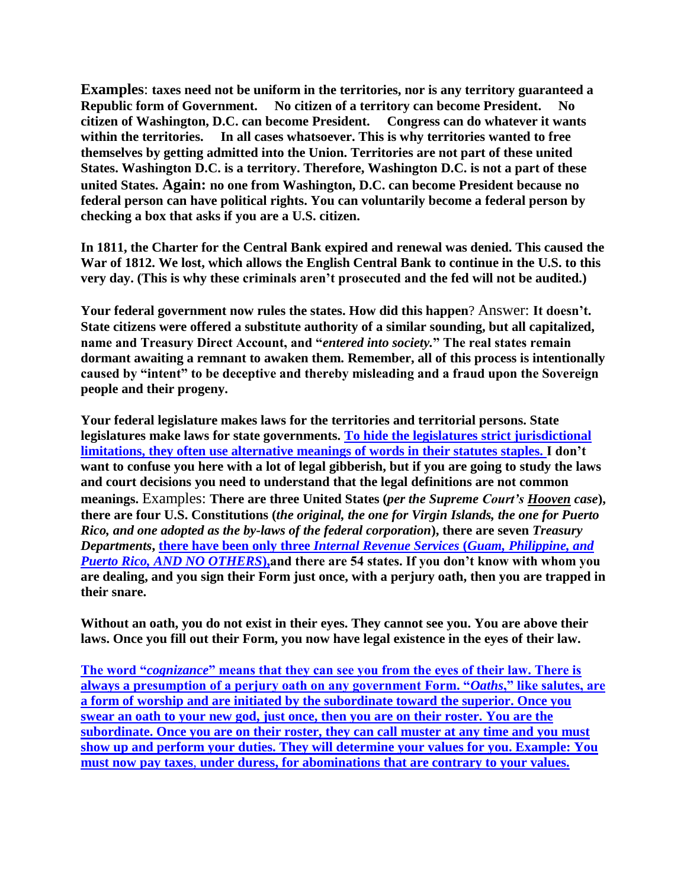**Examples**: **taxes need not be uniform in the territories, nor is any territory guaranteed a Republic form of Government. No citizen of a territory can become President. No citizen of Washington, D.C. can become President. Congress can do whatever it wants within the territories. In all cases whatsoever. This is why territories wanted to free themselves by getting admitted into the Union. Territories are not part of these united States. Washington D.C. is a territory. Therefore, Washington D.C. is not a part of these united States. Again: no one from Washington, D.C. can become President because no federal person can have political rights. You can voluntarily become a federal person by checking a box that asks if you are a U.S. citizen.**

**In 1811, the Charter for the Central Bank expired and renewal was denied. This caused the War of 1812. We lost, which allows the English Central Bank to continue in the U.S. to this very day. (This is why these criminals aren't prosecuted and the fed will not be audited.)**

**Your federal government now rules the states. How did this happen**? Answer: **It doesn't. State citizens were offered a substitute authority of a similar sounding, but all capitalized, name and Treasury Direct Account, and "*entered into society.*" The real states remain dormant awaiting a remnant to awaken them. Remember, all of this process is intentionally caused by "intent" to be deceptive and thereby misleading and a fraud upon the Sovereign people and their progeny.**

**Your federal legislature makes laws for the territories and territorial persons. State legislatures make laws for state governments. <u>To hide the legislatures strict jurisdictional limitations, they often use alternative meanings of words in their statutes staples.</u> I don't want to confuse you here with a lot of legal gibberish, but if you are going to study the laws and court decisions you need to understand that the legal definitions are not common meanings.** Examples: **There are three United States (*per the Supreme Court's <u>Hooven</u> case*), there are four U.S. Constitutions (*the original, the one for Virgin Islands, the one for Puerto Rico, and one adopted as the by-laws of the federal corporation*), there are seven *Treasury Departments*, <u>there have been only three *Internal Revenue Services (Guam, Philippine, and Puerto Rico, AND NO OTHERS)*</u>,and there are 54 states. If you don't know with whom you are dealing, and you sign their Form just once, with a perjury oath, then you are trapped in their snare.**

**Without an oath, you do not exist in their eyes. They cannot see you. You are above their laws. Once you fill out their Form, you now have legal existence in the eyes of their law.**

**<u>The word "*cognizance*" means that they can see you from the eyes of their law. There is always a presumption of a perjury oath on any government Form. "*Oaths*," like salutes, are a form of worship and are initiated by the subordinate toward the superior. Once you swear an oath to your new god, just once, then you are on their roster. You are the subordinate. Once you are on their roster, they can call muster at any time and you must show up and perform your duties. They will determine your values for you. Example: You must now pay taxes, under duress, for abominations that are contrary to your values.</u>**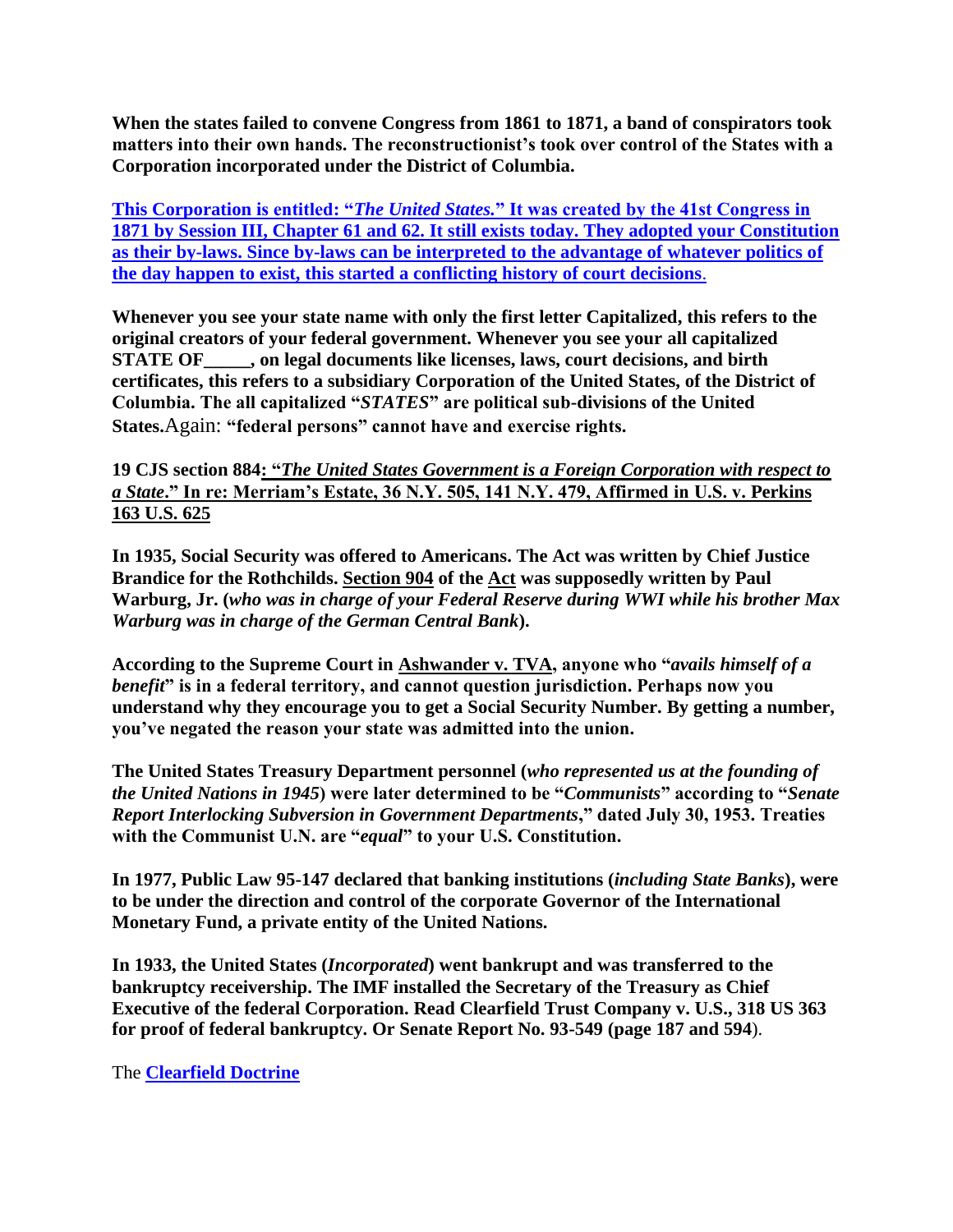**When the states failed to convene Congress from 1861 to 1871, a band of conspirators took matters into their own hands. The reconstructionist's took over control of the States with a Corporation incorporated under the District of Columbia.**

**This Corporation is entitled: "*The United States.*" It was created by the 41st Congress in 1871 by Session III, Chapter 61 and 62. It still exists today. They adopted your Constitution as their by-laws. Since by-laws can be interpreted to the advantage of whatever politics of the day happen to exist, this started a conflicting history of court decisions**.

**Whenever you see your state name with only the first letter Capitalized, this refers to the original creators of your federal government. Whenever you see your all capitalized STATE OF_____, on legal documents like licenses, laws, court decisions, and birth certificates, this refers to a subsidiary Corporation of the United States, of the District of Columbia. The all capitalized "*STATES*" are political sub-divisions of the United States.**Again: **"federal persons" cannot have and exercise rights.**

**19 CJS section 884: "*The United States Government is a Foreign Corporation with respect to a State*." In re: Merriam's Estate, 36 N.Y. 505, 141 N.Y. 479, Affirmed in U.S. v. Perkins 163 U.S. 625**

**In 1935, Social Security was offered to Americans. The Act was written by Chief Justice Brandice for the Rothchilds. Section 904 of the Act was supposedly written by Paul Warburg, Jr. (*who was in charge of your Federal Reserve during WWI while his brother Max Warburg was in charge of the German Central Bank*).**

**According to the Supreme Court in Ashwander v. TVA, anyone who "*avails himself of a benefit*" is in a federal territory, and cannot question jurisdiction. Perhaps now you understand why they encourage you to get a Social Security Number. By getting a number, you've negated the reason your state was admitted into the union.**

**The United States Treasury Department personnel (*who represented us at the founding of the United Nations in 1945*) were later determined to be "*Communists*" according to "*Senate Report Interlocking Subversion in Government Departments*," dated July 30, 1953. Treaties with the Communist U.N. are "*equal*" to your U.S. Constitution.**

**In 1977, Public Law 95-147 declared that banking institutions (*including State Banks*), were to be under the direction and control of the corporate Governor of the International Monetary Fund, a private entity of the United Nations.**

**In 1933, the United States (*Incorporated*) went bankrupt and was transferred to the bankruptcy receivership. The IMF installed the Secretary of the Treasury as Chief Executive of the federal Corporation. Read Clearfield Trust Company v. U.S., 318 US 363 for proof of federal bankruptcy. Or Senate Report No. 93-549 (page 187 and 594**).

The **Clearfield Doctrine**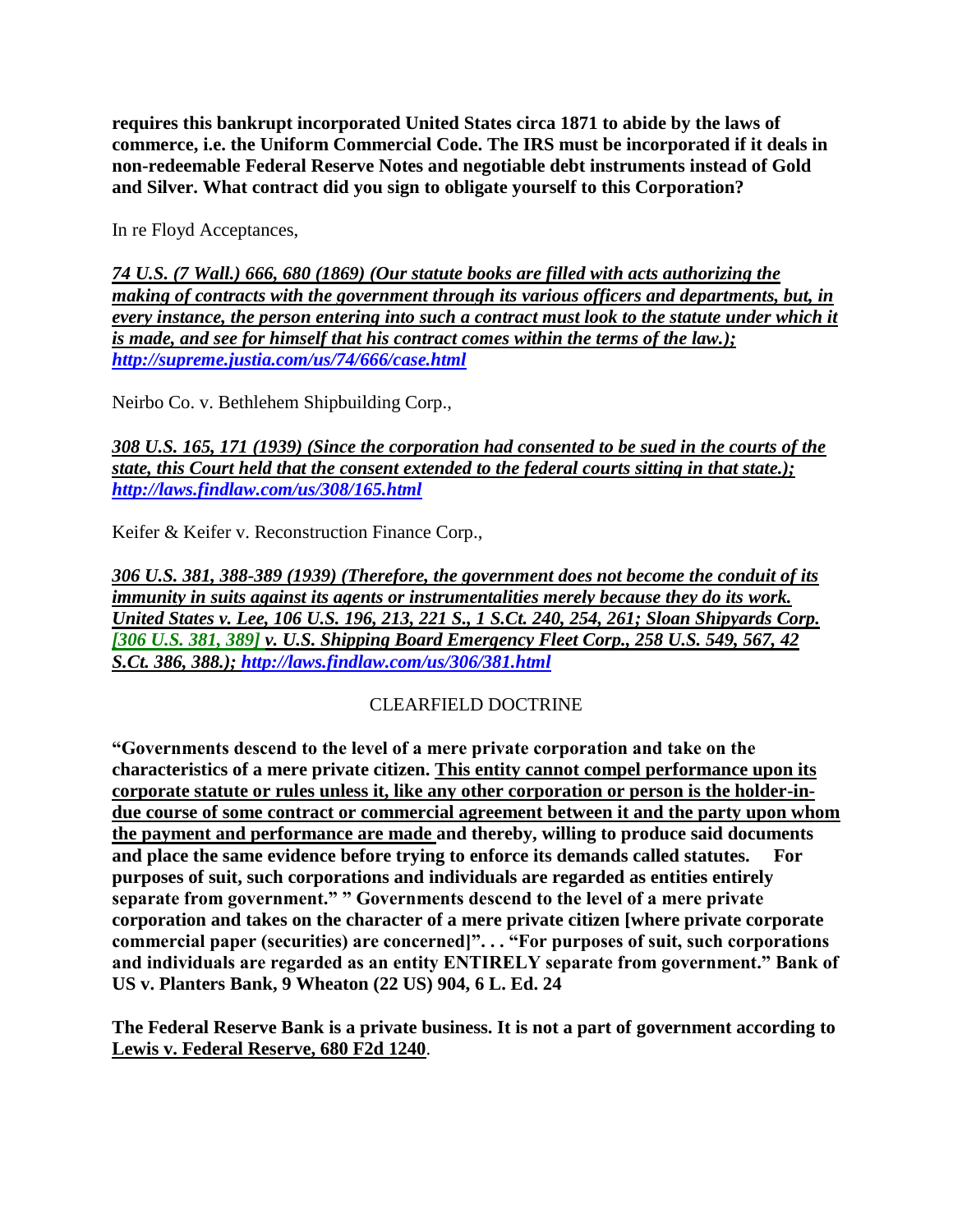**requires this bankrupt incorporated United States circa 1871 to abide by the laws of commerce, i.e. the Uniform Commercial Code. The IRS must be incorporated if it deals in non-redeemable Federal Reserve Notes and negotiable debt instruments instead of Gold and Silver. What contract did you sign to obligate yourself to this Corporation?**

In re Floyd Acceptances,

***74 U.S. (7 Wall.) 666, 680 (1869) (Our statute books are filled with acts authorizing the making of contracts with the government through its various officers and departments, but, in every instance, the person entering into such a contract must look to the statute under which it is made, and see for himself that his contract comes within the terms of the law.); http://supreme.justia.com/us/74/666/case.html***

Neirbo Co. v. Bethlehem Shipbuilding Corp.,

***308 U.S. 165, 171 (1939) (Since the corporation had consented to be sued in the courts of the state, this Court held that the consent extended to the federal courts sitting in that state.); http://laws.findlaw.com/us/308/165.html***

Keifer & Keifer v. Reconstruction Finance Corp.,

***306 U.S. 381, 388-389 (1939) (Therefore, the government does not become the conduit of its immunity in suits against its agents or instrumentalities merely because they do its work. United States v. Lee, 106 U.S. 196, 213, 221 S., 1 S.Ct. 240, 254, 261; Sloan Shipyards Corp. [306 U.S. 381, 389] v. U.S. Shipping Board Emergency Fleet Corp., 258 U.S. 549, 567, 42 S.Ct. 386, 388.); http://laws.findlaw.com/us/306/381.html***

## CLEARFIELD DOCTRINE

**"Governments descend to the level of a mere private corporation and take on the characteristics of a mere private citizen. This entity cannot compel performance upon its corporate statute or rules unless it, like any other corporation or person is the holder-in-due course of some contract or commercial agreement between it and the party upon whom the payment and performance are made and thereby, willing to produce said documents and place the same evidence before trying to enforce its demands called statutes. For purposes of suit, such corporations and individuals are regarded as entities entirely separate from government." " Governments descend to the level of a mere private corporation and takes on the character of a mere private citizen [where private corporate commercial paper (securities) are concerned]". . . "For purposes of suit, such corporations and individuals are regarded as an entity ENTIRELY separate from government." Bank of US v. Planters Bank, 9 Wheaton (22 US) 904, 6 L. Ed. 24**

**The Federal Reserve Bank is a private business. It is not a part of government according to Lewis v. Federal Reserve, 680 F2d 1240.**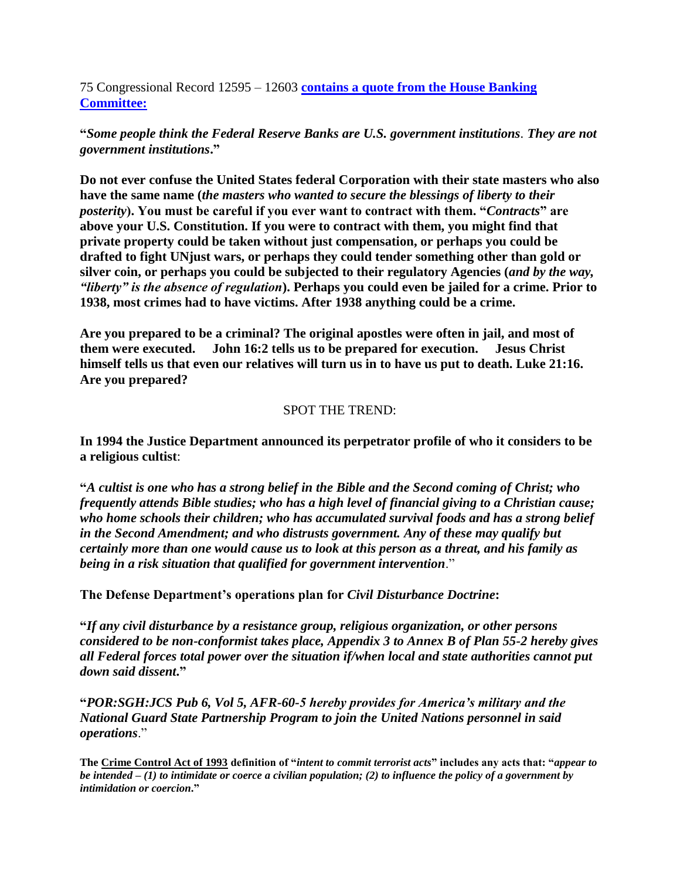75 Congressional Record 12595 – 12603 **contains a quote from the House Banking Committee:**

**"*Some people think the Federal Reserve Banks are U.S. government institutions. They are not government institutions*."**

**Do not ever confuse the United States federal Corporation with their state masters who also have the same name (*the masters who wanted to secure the blessings of liberty to their posterity*). You must be careful if you ever want to contract with them. "*Contracts*" are above your U.S. Constitution. If you were to contract with them, you might find that private property could be taken without just compensation, or perhaps you could be drafted to fight UNjust wars, or perhaps they could tender something other than gold or silver coin, or perhaps you could be subjected to their regulatory Agencies (*and by the way, "liberty" is the absence of regulation*). Perhaps you could even be jailed for a crime. Prior to 1938, most crimes had to have victims. After 1938 anything could be a crime.**

**Are you prepared to be a criminal? The original apostles were often in jail, and most of them were executed. John 16:2 tells us to be prepared for execution. Jesus Christ himself tells us that even our relatives will turn us in to have us put to death. Luke 21:16. Are you prepared?**

SPOT THE TREND:

**In 1994 the Justice Department announced its perpetrator profile of who it considers to be a religious cultist**:

**"*A cultist is one who has a strong belief in the Bible and the Second coming of Christ; who frequently attends Bible studies; who has a high level of financial giving to a Christian cause; who home schools their children; who has accumulated survival foods and has a strong belief in the Second Amendment; and who distrusts government. Any of these may qualify but certainly more than one would cause us to look at this person as a threat, and his family as being in a risk situation that qualified for government intervention*."**

**The Defense Department's operations plan for *Civil Disturbance Doctrine*:**

**"*If any civil disturbance by a resistance group, religious organization, or other persons considered to be non-conformist takes place, Appendix 3 to Annex B of Plan 55-2 hereby gives all Federal forces total power over the situation if/when local and state authorities cannot put down said dissent.*"**

**"*POR:SGH:JCS Pub 6, Vol 5, AFR-60-5 hereby provides for America's military and the National Guard State Partnership Program to join the United Nations personnel in said operations*."**

**The Crime Control Act of 1993 definition of "*intent to commit terrorist acts*" includes any acts that: "*appear to be intended – (1) to intimidate or coerce a civilian population; (2) to influence the policy of a government by intimidation or coercion*."**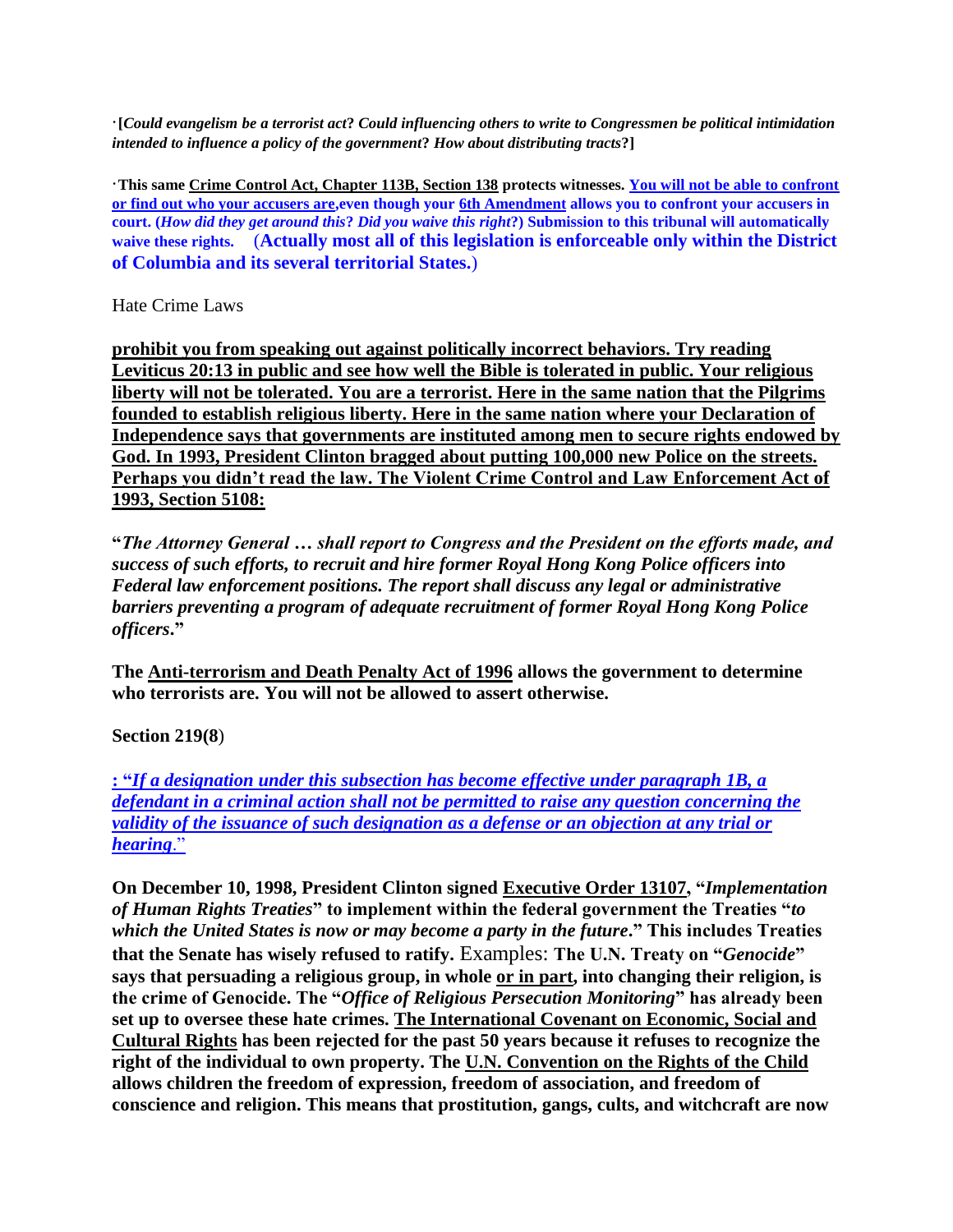· **[*Could evangelism be a terrorist act*? *Could influencing others to write to Congressmen be political intimidation intended to influence a policy of the government*? *How about distributing tracts*?]**

· **This same Crime Control Act, Chapter 113B, Section 138 protects witnesses. You will not be able to confront or find out who your accusers are, even though your 6th Amendment allows you to confront your accusers in court. (*How did they get around this*? *Did you waive this right*?) Submission to this tribunal will automatically waive these rights.** (**Actually most all of this legislation is enforceable only within the District of Columbia and its several territorial States.**)

Hate Crime Laws

**prohibit you from speaking out against politically incorrect behaviors. Try reading Leviticus 20:13 in public and see how well the Bible is tolerated in public. Your religious liberty will not be tolerated. You are a terrorist. Here in the same nation that the Pilgrims founded to establish religious liberty. Here in the same nation where your Declaration of Independence says that governments are instituted among men to secure rights endowed by God. In 1993, President Clinton bragged about putting 100,000 new Police on the streets. Perhaps you didn't read the law. The Violent Crime Control and Law Enforcement Act of 1993, Section 5108:**

**"*The Attorney General … shall report to Congress and the President on the efforts made, and success of such efforts, to recruit and hire former Royal Hong Kong Police officers into Federal law enforcement positions. The report shall discuss any legal or administrative barriers preventing a program of adequate recruitment of former Royal Hong Kong Police officers*."**

**The Anti-terrorism and Death Penalty Act of 1996 allows the government to determine who terrorists are. You will not be allowed to assert otherwise.**

**Section 219(8**)

***: "If a designation under this subsection has become effective under paragraph 1B, a defendant in a criminal action shall not be permitted to raise any question concerning the validity of the issuance of such designation as a defense or an objection at any trial or hearing*."**

**On December 10, 1998, President Clinton signed Executive Order 13107, "*Implementation of Human Rights Treaties*" to implement within the federal government the Treaties "*to which the United States is now or may become a party in the future*." This includes Treaties that the Senate has wisely refused to ratify.** Examples: **The U.N. Treaty on "*Genocide*" says that persuading a religious group, in whole or in part, into changing their religion, is the crime of Genocide. The "*Office of Religious Persecution Monitoring*" has already been set up to oversee these hate crimes. The International Covenant on Economic, Social and Cultural Rights has been rejected for the past 50 years because it refuses to recognize the right of the individual to own property. The U.N. Convention on the Rights of the Child allows children the freedom of expression, freedom of association, and freedom of conscience and religion. This means that prostitution, gangs, cults, and witchcraft are now**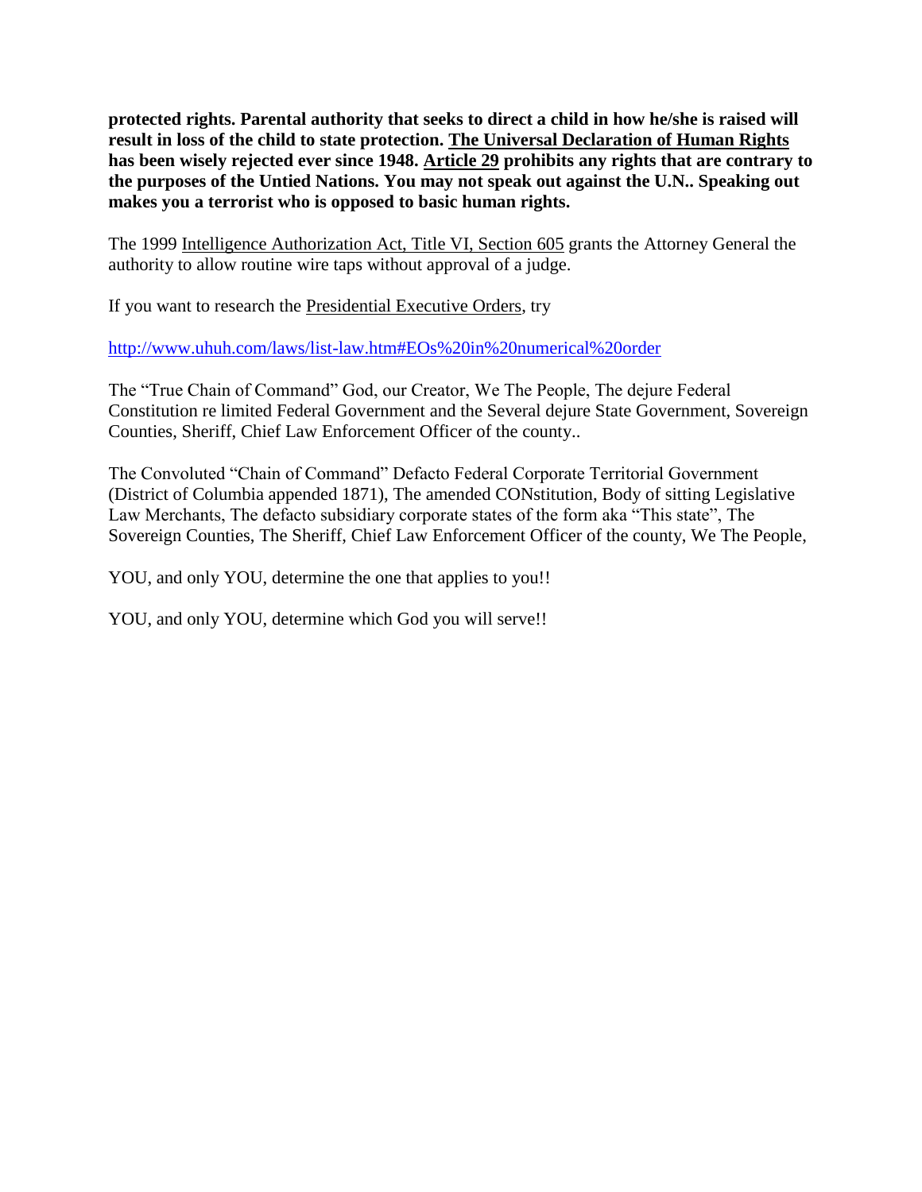**protected rights. Parental authority that seeks to direct a child in how he/she is raised will result in loss of the child to state protection. The Universal Declaration of Human Rights has been wisely rejected ever since 1948. Article 29 prohibits any rights that are contrary to the purposes of the Untied Nations. You may not speak out against the U.N.. Speaking out makes you a terrorist who is opposed to basic human rights.**

The 1999 Intelligence Authorization Act, Title VI, Section 605 grants the Attorney General the authority to allow routine wire taps without approval of a judge.

If you want to research the Presidential Executive Orders, try

http://www.uhuh.com/laws/list-law.htm#EOs%20in%20numerical%20order

The "True Chain of Command" God, our Creator, We The People, The dejure Federal Constitution re limited Federal Government and the Several dejure State Government, Sovereign Counties, Sheriff, Chief Law Enforcement Officer of the county..

The Convoluted "Chain of Command" Defacto Federal Corporate Territorial Government (District of Columbia appended 1871), The amended CONstitution, Body of sitting Legislative Law Merchants, The defacto subsidiary corporate states of the form aka "This state", The Sovereign Counties, The Sheriff, Chief Law Enforcement Officer of the county, We The People,

YOU, and only YOU, determine the one that applies to you!!

YOU, and only YOU, determine which God you will serve!!